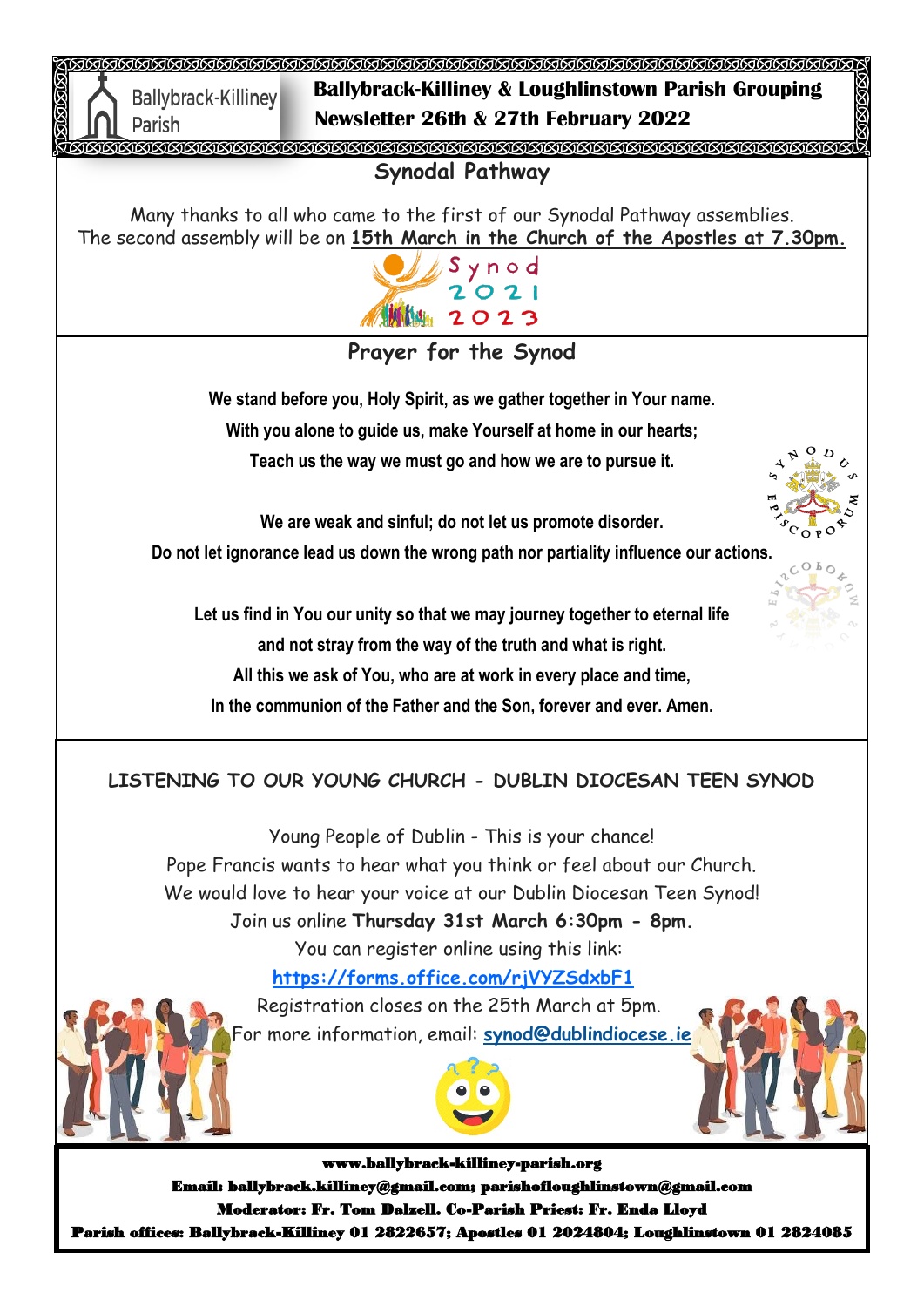# Ballybrack-Killiney & Loughlinstown Parish Grouping
## Newsletter 26th & 27th February 2022

Ballybrack-Killiney Parish

## Synodal Pathway

Many thanks to all who came to the first of our Synodal Pathway assemblies.
The second assembly will be on **15th March in the Church of the Apostles at 7.30pm.**

Synod 2021 2023

## Prayer for the Synod

**We stand before you, Holy Spirit, as we gather together in Your name.**
**With you alone to guide us, make Yourself at home in our hearts;**
**Teach us the way we must go and how we are to pursue it.**

**We are weak and sinful; do not let us promote disorder.**
**Do not let ignorance lead us down the wrong path nor partiality influence our actions.**

**Let us find in You our unity so that we may journey together to eternal life**
**and not stray from the way of the truth and what is right.**
**All this we ask of You, who are at work in every place and time,**
**In the communion of the Father and the Son, forever and ever. Amen.**

## LISTENING TO OUR YOUNG CHURCH - DUBLIN DIOCESAN TEEN SYNOD

Young People of Dublin - This is your chance!
Pope Francis wants to hear what you think or feel about our Church.
We would love to hear your voice at our Dublin Diocesan Teen Synod!
Join us online **Thursday 31st March 6:30pm - 8pm.**
You can register online using this link:
**https://forms.office.com/rjVYZSdxbF1**
Registration closes on the 25th March at 5pm.
For more information, email: **synod@dublindiocese.ie**

**www.ballybrack-killiney-parish.org**
**Email: ballybrack.killiney@gmail.com; parishofloughlinstown@gmail.com**
**Moderator: Fr. Tom Dalzell. Co-Parish Priest: Fr. Enda Lloyd**
**Parish offices: Ballybrack-Killiney 01 2822657; Apostles 01 2024804; Loughlinstown 01 2824085**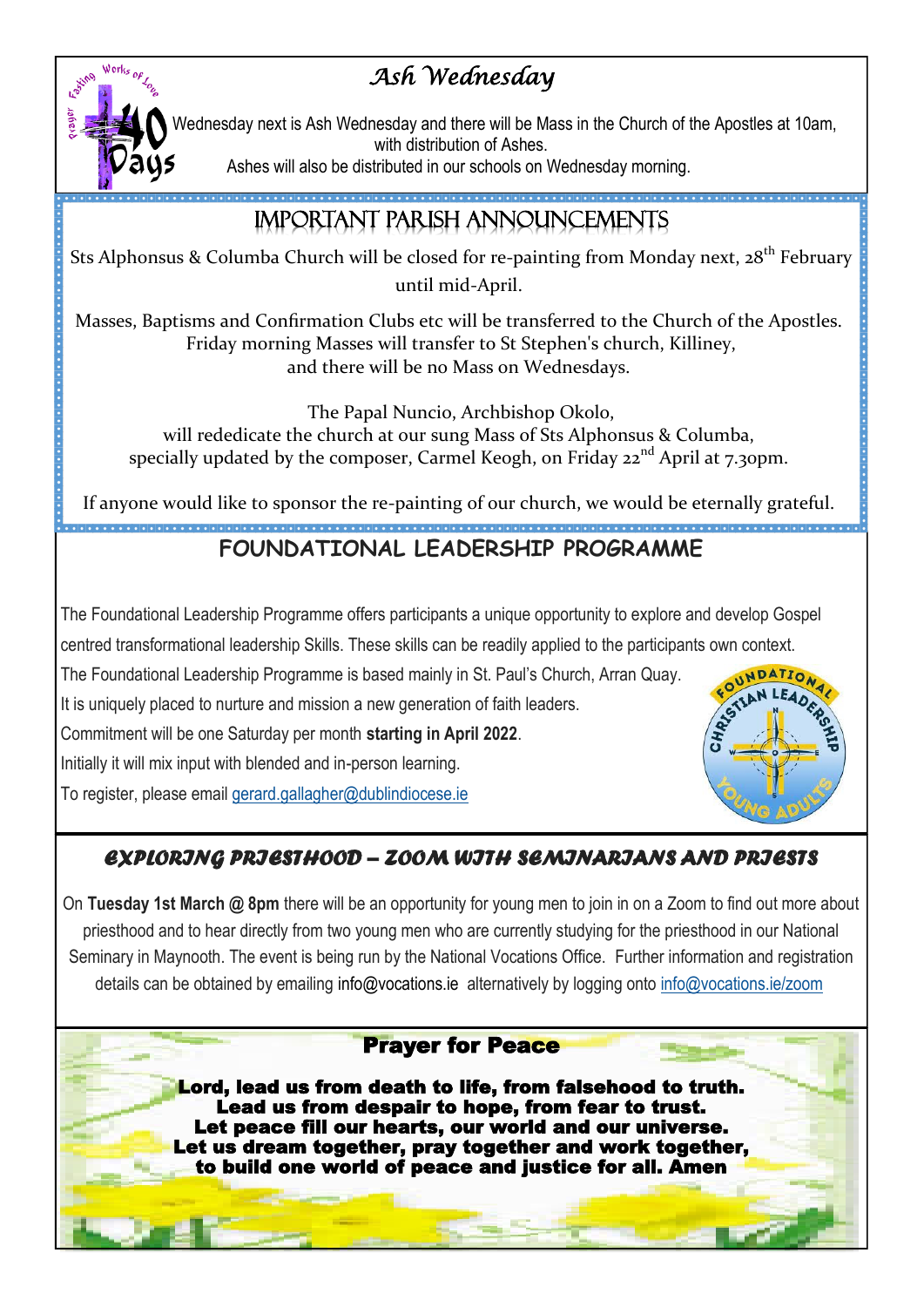## *Ash Wednesday*

Wednesday next is Ash Wednesday and there will be Mass in the Church of the Apostles at 10am, with distribution of Ashes.
Ashes will also be distributed in our schools on Wednesday morning.

## IMPORTANT PARISH ANNOUNCEMENTS

Sts Alphonsus & Columba Church will be closed for re-painting from Monday next, 28th February until mid-April.

Masses, Baptisms and Confirmation Clubs etc will be transferred to the Church of the Apostles. Friday morning Masses will transfer to St Stephen's church, Killiney, and there will be no Mass on Wednesdays.

The Papal Nuncio, Archbishop Okolo, will rededicate the church at our sung Mass of Sts Alphonsus & Columba, specially updated by the composer, Carmel Keogh, on Friday 22nd April at 7.30pm.

If anyone would like to sponsor the re-painting of our church, we would be eternally grateful.

## FOUNDATIONAL LEADERSHIP PROGRAMME

The Foundational Leadership Programme offers participants a unique opportunity to explore and develop Gospel centred transformational leadership Skills. These skills can be readily applied to the participants own context.
The Foundational Leadership Programme is based mainly in St. Paul's Church, Arran Quay.
It is uniquely placed to nurture and mission a new generation of faith leaders.
Commitment will be one Saturday per month **starting in April 2022**.
Initially it will mix input with blended and in-person learning.
To register, please email gerard.gallagher@dublindiocese.ie

## *EXPLORING PRIESTHOOD – ZOOM WITH SEMINARIANS AND PRIESTS*

On **Tuesday 1st March @ 8pm** there will be an opportunity for young men to join in on a Zoom to find out more about priesthood and to hear directly from two young men who are currently studying for the priesthood in our National Seminary in Maynooth. The event is being run by the National Vocations Office. Further information and registration details can be obtained by emailing info@vocations.ie alternatively by logging onto info@vocations.ie/zoom

## Prayer for Peace

**Lord, lead us from death to life, from falsehood to truth.
Lead us from despair to hope, from fear to trust.
Let peace fill our hearts, our world and our universe.
Let us dream together, pray together and work together,
to build one world of peace and justice for all. Amen**